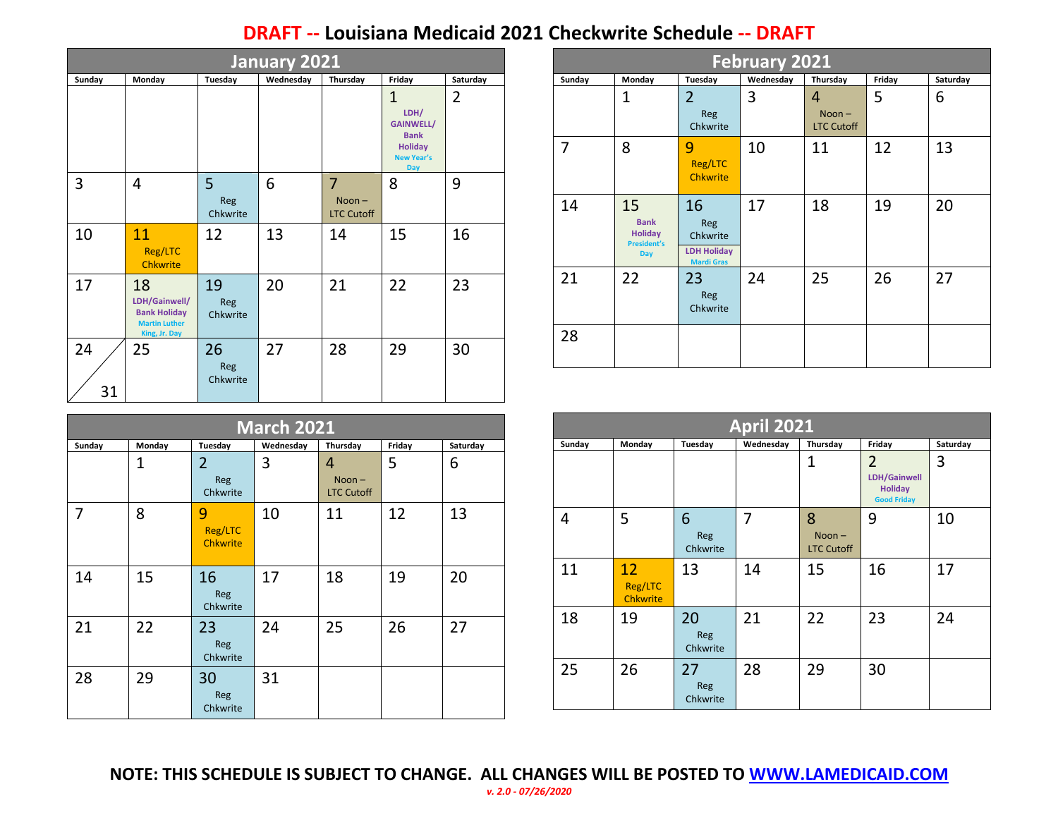# DRAFT -- Louisiana Medicaid 2021 Checkwrite Schedule -- DRAFT

## January 2021

| Sunday | Monday | Tuesday | Wednesday | Thursday | Friday | Saturday |
|---|---|---|---|---|---|---|
| | | | | | 1 LDH/ GAINWELL/ Bank Holiday New Year's Day | 2 |
| 3 | 4 | 5 Reg Chkwrite | 6 | 7 Noon – LTC Cutoff | 8 | 9 |
| 10 | 11 Reg/LTC Chkwrite | 12 | 13 | 14 | 15 | 16 |
| 17 | 18 LDH/Gainwell/ Bank Holiday Martin Luther King, Jr. Day | 19 Reg Chkwrite | 20 | 21 | 22 | 23 |
| 24 / 31 | 25 | 26 Reg Chkwrite | 27 | 28 | 29 | 30 |

## February 2021

| Sunday | Monday | Tuesday | Wednesday | Thursday | Friday | Saturday |
|---|---|---|---|---|---|---|
| | 1 | 2 Reg Chkwrite | 3 | 4 Noon – LTC Cutoff | 5 | 6 |
| 7 | 8 | 9 Reg/LTC Chkwrite | 10 | 11 | 12 | 13 |
| 14 | 15 Bank Holiday President's Day | 16 Reg Chkwrite; LDH Holiday Mardi Gras | 17 | 18 | 19 | 20 |
| 21 | 22 | 23 Reg Chkwrite | 24 | 25 | 26 | 27 |
| 28 | | | | | | |

## March 2021

| Sunday | Monday | Tuesday | Wednesday | Thursday | Friday | Saturday |
|---|---|---|---|---|---|---|
| | 1 | 2 Reg Chkwrite | 3 | 4 Noon – LTC Cutoff | 5 | 6 |
| 7 | 8 | 9 Reg/LTC Chkwrite | 10 | 11 | 12 | 13 |
| 14 | 15 | 16 Reg Chkwrite | 17 | 18 | 19 | 20 |
| 21 | 22 | 23 Reg Chkwrite | 24 | 25 | 26 | 27 |
| 28 | 29 | 30 Reg Chkwrite | 31 | | | |

## April 2021

| Sunday | Monday | Tuesday | Wednesday | Thursday | Friday | Saturday |
|---|---|---|---|---|---|---|
| | | | | 1 | 2 LDH/Gainwell Holiday Good Friday | 3 |
| 4 | 5 | 6 Reg Chkwrite | 7 | 8 Noon – LTC Cutoff | 9 | 10 |
| 11 | 12 Reg/LTC Chkwrite | 13 | 14 | 15 | 16 | 17 |
| 18 | 19 | 20 Reg Chkwrite | 21 | 22 | 23 | 24 |
| 25 | 26 | 27 Reg Chkwrite | 28 | 29 | 30 | |

**NOTE: THIS SCHEDULE IS SUBJECT TO CHANGE. ALL CHANGES WILL BE POSTED TO [WWW.LAMEDICAID.COM](http://WWW.LAMEDICAID.COM)**

*v. 2.0 - 07/26/2020*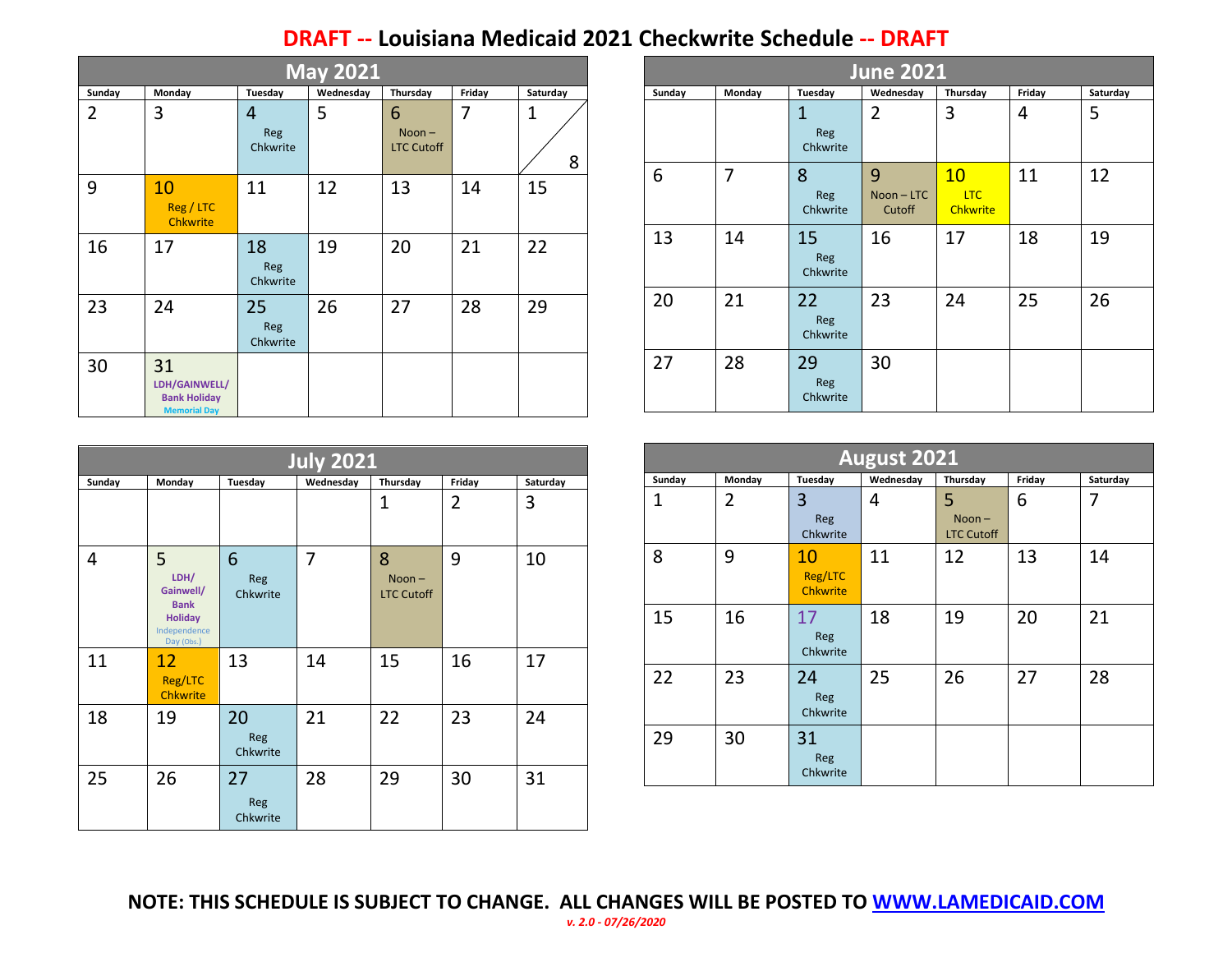# DRAFT -- Louisiana Medicaid 2021 Checkwrite Schedule -- DRAFT

## May 2021

| Sunday | Monday | Tuesday | Wednesday | Thursday | Friday | Saturday |
|---|---|---|---|---|---|---|
| 2 | 3 | 4 Reg Chkwrite | 5 | 6 Noon – LTC Cutoff | 7 | 1 / 8 |
| 9 | 10 Reg / LTC Chkwrite | 11 | 12 | 13 | 14 | 15 |
| 16 | 17 | 18 Reg Chkwrite | 19 | 20 | 21 | 22 |
| 23 | 24 | 25 Reg Chkwrite | 26 | 27 | 28 | 29 |
| 30 | 31 LDH/GAINWELL/ Bank Holiday Memorial Day | | | | | |

## June 2021

| Sunday | Monday | Tuesday | Wednesday | Thursday | Friday | Saturday |
|---|---|---|---|---|---|---|
| | | 1 Reg Chkwrite | 2 | 3 | 4 | 5 |
| 6 | 7 | 8 Reg Chkwrite | 9 Noon – LTC Cutoff | 10 LTC Chkwrite | 11 | 12 |
| 13 | 14 | 15 Reg Chkwrite | 16 | 17 | 18 | 19 |
| 20 | 21 | 22 Reg Chkwrite | 23 | 24 | 25 | 26 |
| 27 | 28 | 29 Reg Chkwrite | 30 | | | |

## July 2021

| Sunday | Monday | Tuesday | Wednesday | Thursday | Friday | Saturday |
|---|---|---|---|---|---|---|
| | | | | 1 | 2 | 3 |
| 4 | 5 LDH/ Gainwell/ Bank Holiday Independence Day (Obs.) | 6 Reg Chkwrite | 7 | 8 Noon – LTC Cutoff | 9 | 10 |
| 11 | 12 Reg/LTC Chkwrite | 13 | 14 | 15 | 16 | 17 |
| 18 | 19 | 20 Reg Chkwrite | 21 | 22 | 23 | 24 |
| 25 | 26 | 27 Reg Chkwrite | 28 | 29 | 30 | 31 |

## August 2021

| Sunday | Monday | Tuesday | Wednesday | Thursday | Friday | Saturday |
|---|---|---|---|---|---|---|
| 1 | 2 | 3 Reg Chkwrite | 4 | 5 Noon – LTC Cutoff | 6 | 7 |
| 8 | 9 | 10 Reg/LTC Chkwrite | 11 | 12 | 13 | 14 |
| 15 | 16 | 17 Reg Chkwrite | 18 | 19 | 20 | 21 |
| 22 | 23 | 24 Reg Chkwrite | 25 | 26 | 27 | 28 |
| 29 | 30 | 31 Reg Chkwrite | | | | |

**NOTE: THIS SCHEDULE IS SUBJECT TO CHANGE. ALL CHANGES WILL BE POSTED TO WWW.LAMEDICAID.COM**

*v. 2.0 - 07/26/2020*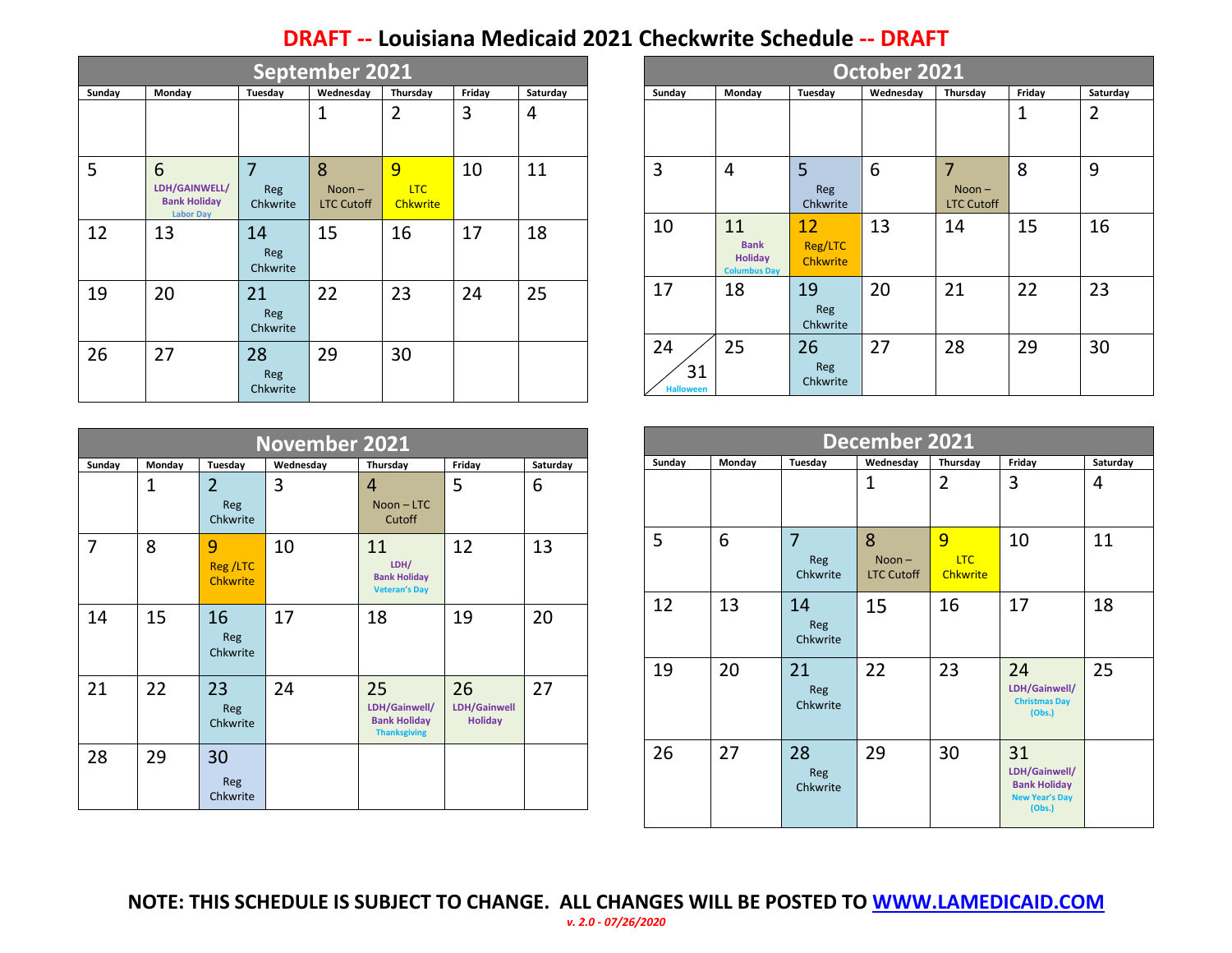# DRAFT -- Louisiana Medicaid 2021 Checkwrite Schedule -- DRAFT

## September 2021

| Sunday | Monday | Tuesday | Wednesday | Thursday | Friday | Saturday |
|---|---|---|---|---|---|---|
| | | | 1 | 2 | 3 | 4 |
| 5 | 6 LDH/GAINWELL/ Bank Holiday Labor Day | 7 Reg Chkwrite | 8 Noon – LTC Cutoff | 9 LTC Chkwrite | 10 | 11 |
| 12 | 13 | 14 Reg Chkwrite | 15 | 16 | 17 | 18 |
| 19 | 20 | 21 Reg Chkwrite | 22 | 23 | 24 | 25 |
| 26 | 27 | 28 Reg Chkwrite | 29 | 30 | | |

## October 2021

| Sunday | Monday | Tuesday | Wednesday | Thursday | Friday | Saturday |
|---|---|---|---|---|---|---|
| | | | | | 1 | 2 |
| 3 | 4 | 5 Reg Chkwrite | 6 | 7 Noon – LTC Cutoff | 8 | 9 |
| 10 | 11 Bank Holiday Columbus Day | 12 Reg/LTC Chkwrite | 13 | 14 | 15 | 16 |
| 17 | 18 | 19 Reg Chkwrite | 20 | 21 | 22 | 23 |
| 24 / 31 Halloween | 25 | 26 Reg Chkwrite | 27 | 28 | 29 | 30 |

## November 2021

| Sunday | Monday | Tuesday | Wednesday | Thursday | Friday | Saturday |
|---|---|---|---|---|---|---|
| | 1 | 2 Reg Chkwrite | 3 | 4 Noon – LTC Cutoff | 5 | 6 |
| 7 | 8 | 9 Reg /LTC Chkwrite | 10 | 11 LDH/ Bank Holiday Veteran's Day | 12 | 13 |
| 14 | 15 | 16 Reg Chkwrite | 17 | 18 | 19 | 20 |
| 21 | 22 | 23 Reg Chkwrite | 24 | 25 LDH/Gainwell/ Bank Holiday Thanksgiving | 26 LDH/Gainwell Holiday | 27 |
| 28 | 29 | 30 Reg Chkwrite | | | | |

## December 2021

| Sunday | Monday | Tuesday | Wednesday | Thursday | Friday | Saturday |
|---|---|---|---|---|---|---|
| | | | 1 | 2 | 3 | 4 |
| 5 | 6 | 7 Reg Chkwrite | 8 Noon – LTC Cutoff | 9 LTC Chkwrite | 10 | 11 |
| 12 | 13 | 14 Reg Chkwrite | 15 | 16 | 17 | 18 |
| 19 | 20 | 21 Reg Chkwrite | 22 | 23 | 24 LDH/Gainwell/ Christmas Day (Obs.) | 25 |
| 26 | 27 | 28 Reg Chkwrite | 29 | 30 | 31 LDH/Gainwell/ Bank Holiday New Year's Day (Obs.) | |

**NOTE: THIS SCHEDULE IS SUBJECT TO CHANGE. ALL CHANGES WILL BE POSTED TO [WWW.LAMEDICAID.COM](http://WWW.LAMEDICAID.COM)**

*v. 2.0 - 07/26/2020*